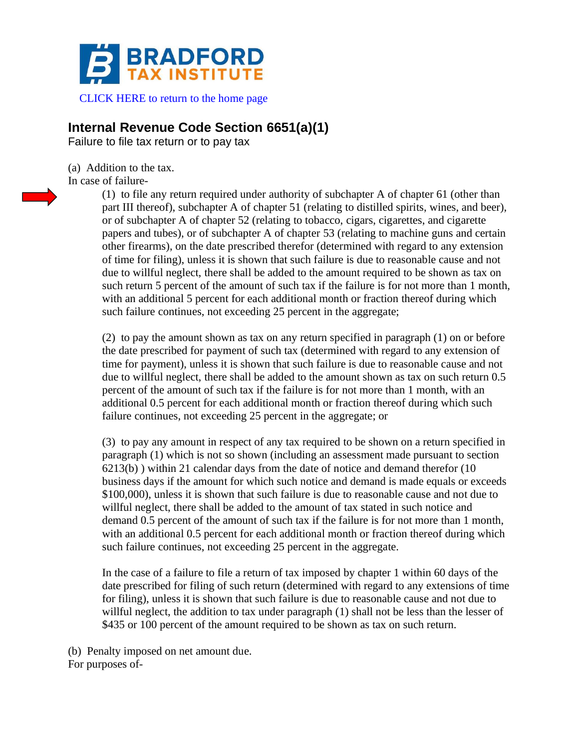**BRADFORD TAX INSTITUTE**

CLICK HERE to return to the home page

## Internal Revenue Code Section 6651(a)(1)

Failure to file tax return or to pay tax

(a) Addition to the tax.

In case of failure-

(1) to file any return required under authority of subchapter A of chapter 61 (other than part III thereof), subchapter A of chapter 51 (relating to distilled spirits, wines, and beer), or of subchapter A of chapter 52 (relating to tobacco, cigars, cigarettes, and cigarette papers and tubes), or of subchapter A of chapter 53 (relating to machine guns and certain other firearms), on the date prescribed therefor (determined with regard to any extension of time for filing), unless it is shown that such failure is due to reasonable cause and not due to willful neglect, there shall be added to the amount required to be shown as tax on such return 5 percent of the amount of such tax if the failure is for not more than 1 month, with an additional 5 percent for each additional month or fraction thereof during which such failure continues, not exceeding 25 percent in the aggregate;

(2) to pay the amount shown as tax on any return specified in paragraph (1) on or before the date prescribed for payment of such tax (determined with regard to any extension of time for payment), unless it is shown that such failure is due to reasonable cause and not due to willful neglect, there shall be added to the amount shown as tax on such return 0.5 percent of the amount of such tax if the failure is for not more than 1 month, with an additional 0.5 percent for each additional month or fraction thereof during which such failure continues, not exceeding 25 percent in the aggregate; or

(3) to pay any amount in respect of any tax required to be shown on a return specified in paragraph (1) which is not so shown (including an assessment made pursuant to section 6213(b) ) within 21 calendar days from the date of notice and demand therefor (10 business days if the amount for which such notice and demand is made equals or exceeds $100,000), unless it is shown that such failure is due to reasonable cause and not due to willful neglect, there shall be added to the amount of tax stated in such notice and demand 0.5 percent of the amount of such tax if the failure is for not more than 1 month, with an additional 0.5 percent for each additional month or fraction thereof during which such failure continues, not exceeding 25 percent in the aggregate.

In the case of a failure to file a return of tax imposed by chapter 1 within 60 days of the date prescribed for filing of such return (determined with regard to any extensions of time for filing), unless it is shown that such failure is due to reasonable cause and not due to willful neglect, the addition to tax under paragraph (1) shall not be less than the lesser of $435 or 100 percent of the amount required to be shown as tax on such return.

(b) Penalty imposed on net amount due.

For purposes of-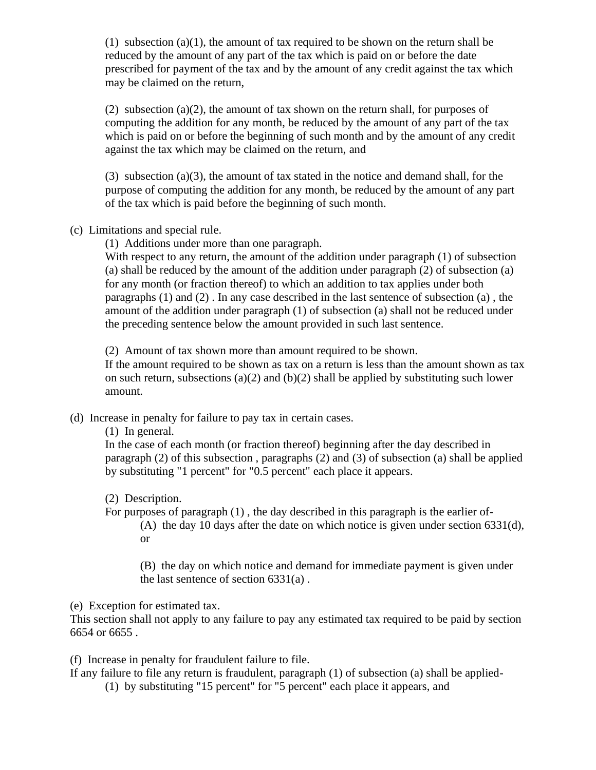(1) subsection (a)(1), the amount of tax required to be shown on the return shall be reduced by the amount of any part of the tax which is paid on or before the date prescribed for payment of the tax and by the amount of any credit against the tax which may be claimed on the return,

(2) subsection (a)(2), the amount of tax shown on the return shall, for purposes of computing the addition for any month, be reduced by the amount of any part of the tax which is paid on or before the beginning of such month and by the amount of any credit against the tax which may be claimed on the return, and

(3) subsection (a)(3), the amount of tax stated in the notice and demand shall, for the purpose of computing the addition for any month, be reduced by the amount of any part of the tax which is paid before the beginning of such month.

(c) Limitations and special rule.

(1) Additions under more than one paragraph.
With respect to any return, the amount of the addition under paragraph (1) of subsection (a) shall be reduced by the amount of the addition under paragraph (2) of subsection (a) for any month (or fraction thereof) to which an addition to tax applies under both paragraphs (1) and (2) . In any case described in the last sentence of subsection (a) , the amount of the addition under paragraph (1) of subsection (a) shall not be reduced under the preceding sentence below the amount provided in such last sentence.

(2) Amount of tax shown more than amount required to be shown.
If the amount required to be shown as tax on a return is less than the amount shown as tax on such return, subsections (a)(2) and (b)(2) shall be applied by substituting such lower amount.

(d) Increase in penalty for failure to pay tax in certain cases.

(1) In general.
In the case of each month (or fraction thereof) beginning after the day described in paragraph (2) of this subsection , paragraphs (2) and (3) of subsection (a) shall be applied by substituting "1 percent" for "0.5 percent" each place it appears.

(2) Description.
For purposes of paragraph (1) , the day described in this paragraph is the earlier of-

(A) the day 10 days after the date on which notice is given under section 6331(d), or

(B) the day on which notice and demand for immediate payment is given under the last sentence of section 6331(a) .

(e) Exception for estimated tax.
This section shall not apply to any failure to pay any estimated tax required to be paid by section 6654 or 6655 .

(f) Increase in penalty for fraudulent failure to file.
If any failure to file any return is fraudulent, paragraph (1) of subsection (a) shall be applied-

(1) by substituting "15 percent" for "5 percent" each place it appears, and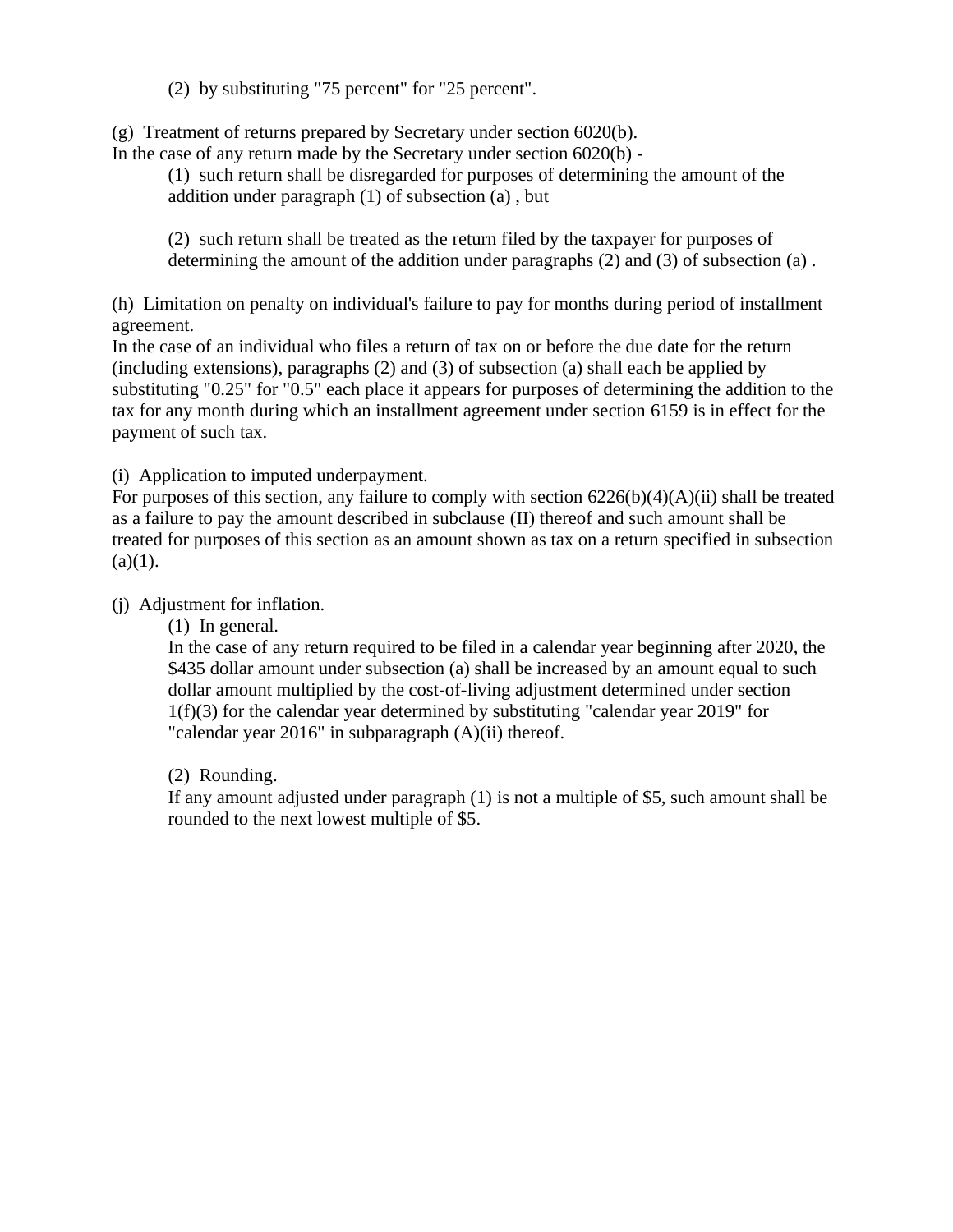(2) by substituting "75 percent" for "25 percent".

(g) Treatment of returns prepared by Secretary under section 6020(b).
In the case of any return made by the Secretary under section 6020(b) -

(1) such return shall be disregarded for purposes of determining the amount of the addition under paragraph (1) of subsection (a) , but

(2) such return shall be treated as the return filed by the taxpayer for purposes of determining the amount of the addition under paragraphs (2) and (3) of subsection (a) .

(h) Limitation on penalty on individual's failure to pay for months during period of installment agreement.
In the case of an individual who files a return of tax on or before the due date for the return (including extensions), paragraphs (2) and (3) of subsection (a) shall each be applied by substituting "0.25" for "0.5" each place it appears for purposes of determining the addition to the tax for any month during which an installment agreement under section 6159 is in effect for the payment of such tax.

(i) Application to imputed underpayment.
For purposes of this section, any failure to comply with section 6226(b)(4)(A)(ii) shall be treated as a failure to pay the amount described in subclause (II) thereof and such amount shall be treated for purposes of this section as an amount shown as tax on a return specified in subsection (a)(1).

(j) Adjustment for inflation.

(1) In general.
In the case of any return required to be filed in a calendar year beginning after 2020, the $435 dollar amount under subsection (a) shall be increased by an amount equal to such dollar amount multiplied by the cost-of-living adjustment determined under section 1(f)(3) for the calendar year determined by substituting "calendar year 2019" for "calendar year 2016" in subparagraph (A)(ii) thereof.

(2) Rounding.
If any amount adjusted under paragraph (1) is not a multiple of $5, such amount shall be rounded to the next lowest multiple of $5.